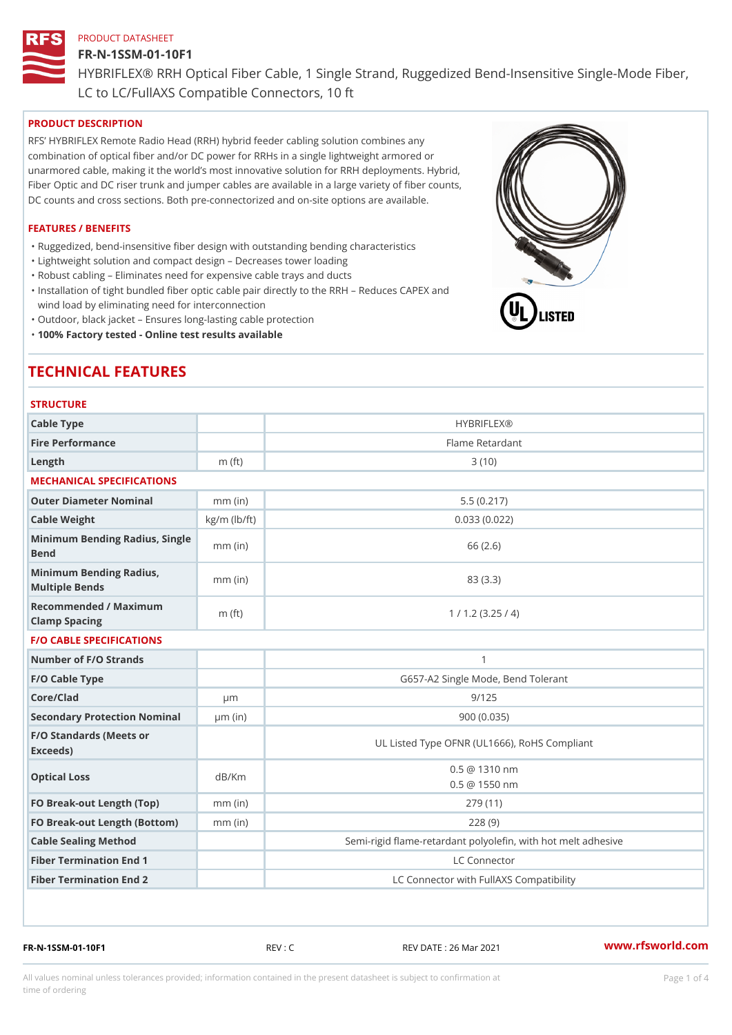PRODUCT DATASHEET

# FR-N-1SSM-01-10F1

HYBRIFLEX® RRH Optical Fiber Cable, 1 Single Strand, Ruggedized Bend-Insensitive Single-Mode Fiber, LC to LC/FullAXS Compatible Connectors, 10 ft

## PRODUCT DESCRIPTION

RFS' HYBRIFLEX Remote Radio Head (RRH) hybrid feeder cabling solution combines any combination of optical fiber and/or DC power for RRHs in a single lightweight armored or unarmored cable, making it the world's most innovative solution for RRH deployments. Hybrid, Fiber Optic and DC riser trunk and jumper cables are available in a large variety of fiber counts, DC counts and cross sections. Both pre-connectorized and on-site options are available.

## FEATURES / BENEFITS

- Ruggedized, bend-insensitive fiber design with outstanding bending characteristics
- Lightweight solution and compact design – Decreases tower loading
- Robust cabling – Eliminates need for expensive cable trays and ducts
- Installation of tight bundled fiber optic cable pair directly to the RRH – Reduces CAPEX and wind load by eliminating need for interconnection
- Outdoor, black jacket – Ensures long-lasting cable protection
- **100% Factory tested - Online test results available**

# TECHNICAL FEATURES

## STRUCTURE

| | | |
|---|---|---|
| Cable Type | | HYBRIFLEX® |
| Fire Performance | | Flame Retardant |
| Length | m (ft) | 3 (10) |

## MECHANICAL SPECIFICATIONS

| | | |
|---|---|---|
| Outer Diameter Nominal | mm (in) | 5.5 (0.217) |
| Cable Weight | kg/m (lb/ft) | 0.033 (0.022) |
| Minimum Bending Radius, Single Bend | mm (in) | 66 (2.6) |
| Minimum Bending Radius, Multiple Bends | mm (in) | 83 (3.3) |
| Recommended / Maximum Clamp Spacing | m (ft) | 1 / 1.2 (3.25 / 4) |

## F/O CABLE SPECIFICATIONS

| | | |
|---|---|---|
| Number of F/O Strands | | 1 |
| F/O Cable Type | | G657-A2 Single Mode, Bend Tolerant |
| Core/Clad | µm | 9/125 |
| Secondary Protection Nominal | µm (in) | 900 (0.035) |
| F/O Standards (Meets or Exceeds) | | UL Listed Type OFNR (UL1666), RoHS Compliant |
| Optical Loss | dB/Km | 0.5 @ 1310 nm<br>0.5 @ 1550 nm |
| FO Break-out Length (Top) | mm (in) | 279 (11) |
| FO Break-out Length (Bottom) | mm (in) | 228 (9) |
| Cable Sealing Method | | Semi-rigid flame-retardant polyolefin, with hot melt adhesive |
| Fiber Termination End 1 | | LC Connector |
| Fiber Termination End 2 | | LC Connector with FullAXS Compatibility |

FR-N-1SSM-01-10F1 REV : C REV DATE : 26 Mar 2021 www.rfsworld.com

All values nominal unless tolerances provided; information contained in the present datasheet is subject to confirmation at time of ordering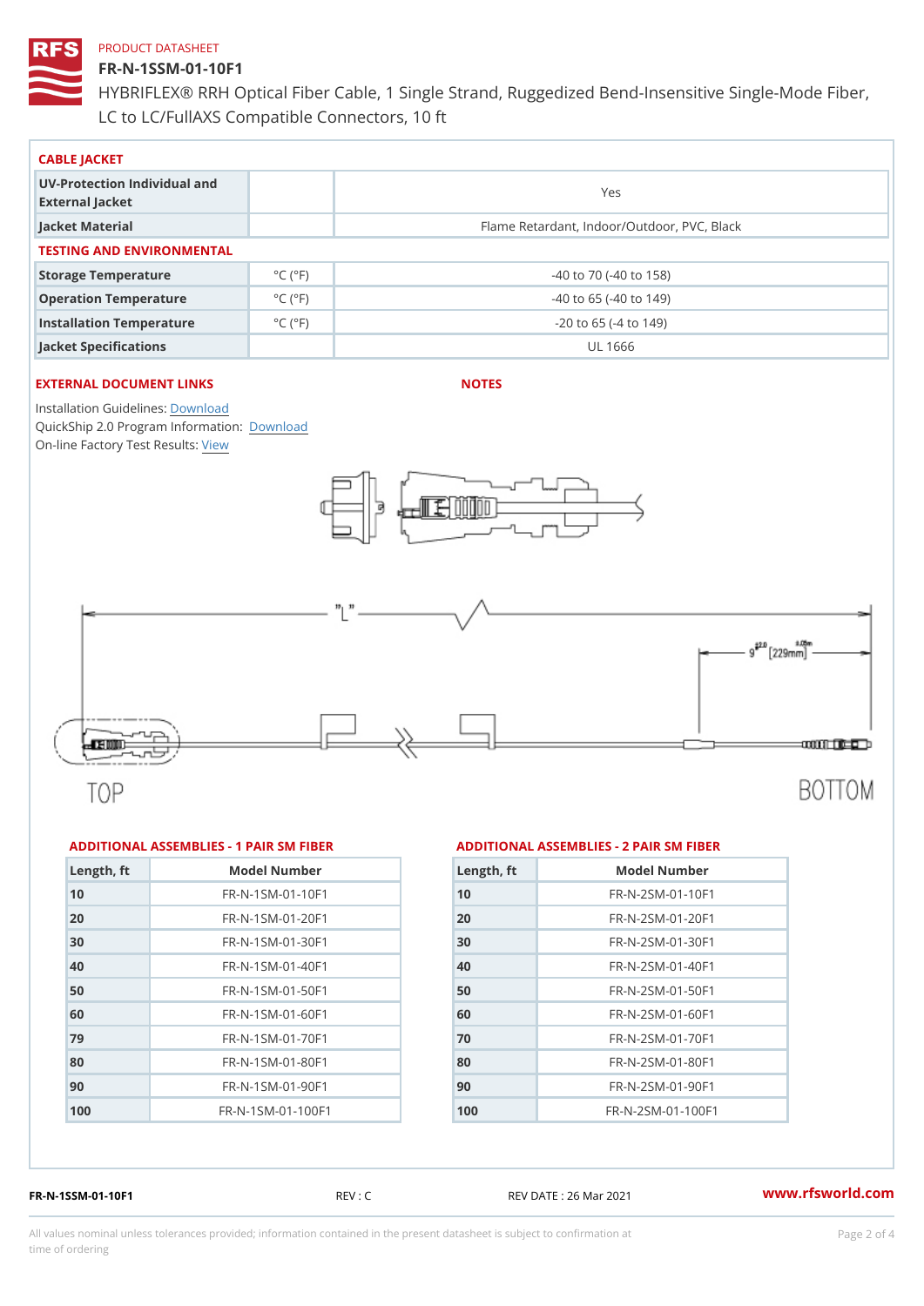PRODUCT DATASHEET

# FR-N-1SSM-01-10F1

HYBRIFLEX® RRH Optical Fiber Cable, 1 Single Strand, Ruggedized Bend-Insensitive Single-Mode Fiber, LC to LC/FullAXS Compatible Connectors, 10 ft

## CABLE JACKET

| | | |
|---|---|---|
| UV-Protection Individual and External Jacket | | Yes |
| Jacket Material | | Flame Retardant, Indoor/Outdoor, PVC, Black |

## TESTING AND ENVIRONMENTAL

| | | |
|---|---|---|
| Storage Temperature | °C (°F) | -40 to 70 (-40 to 158) |
| Operation Temperature | °C (°F) | -40 to 65 (-40 to 149) |
| Installation Temperature | °C (°F) | -20 to 65 (-4 to 149) |
| Jacket Specifications | | UL 1666 |

## EXTERNAL DOCUMENT LINKS

Installation Guidelines: Download
QuickShip 2.0 Program Information: Download
On-line Factory Test Results: View

## NOTES

"L"

9' ±2.0 [229mm ±.05m]

TOP

BOTTOM

## ADDITIONAL ASSEMBLIES - 1 PAIR SM FIBER

| Length, ft | Model Number |
|---|---|
| 10 | FR-N-1SM-01-10F1 |
| 20 | FR-N-1SM-01-20F1 |
| 30 | FR-N-1SM-01-30F1 |
| 40 | FR-N-1SM-01-40F1 |
| 50 | FR-N-1SM-01-50F1 |
| 60 | FR-N-1SM-01-60F1 |
| 79 | FR-N-1SM-01-70F1 |
| 80 | FR-N-1SM-01-80F1 |
| 90 | FR-N-1SM-01-90F1 |
| 100 | FR-N-1SM-01-100F1 |

## ADDITIONAL ASSEMBLIES - 2 PAIR SM FIBER

| Length, ft | Model Number |
|---|---|
| 10 | FR-N-2SM-01-10F1 |
| 20 | FR-N-2SM-01-20F1 |
| 30 | FR-N-2SM-01-30F1 |
| 40 | FR-N-2SM-01-40F1 |
| 50 | FR-N-2SM-01-50F1 |
| 60 | FR-N-2SM-01-60F1 |
| 70 | FR-N-2SM-01-70F1 |
| 80 | FR-N-2SM-01-80F1 |
| 90 | FR-N-2SM-01-90F1 |
| 100 | FR-N-2SM-01-100F1 |

FR-N-1SSM-01-10F1 REV : C REV DATE : 26 Mar 2021 www.rfsworld.com

All values nominal unless tolerances provided; information contained in the present datasheet is subject to confirmation at time of ordering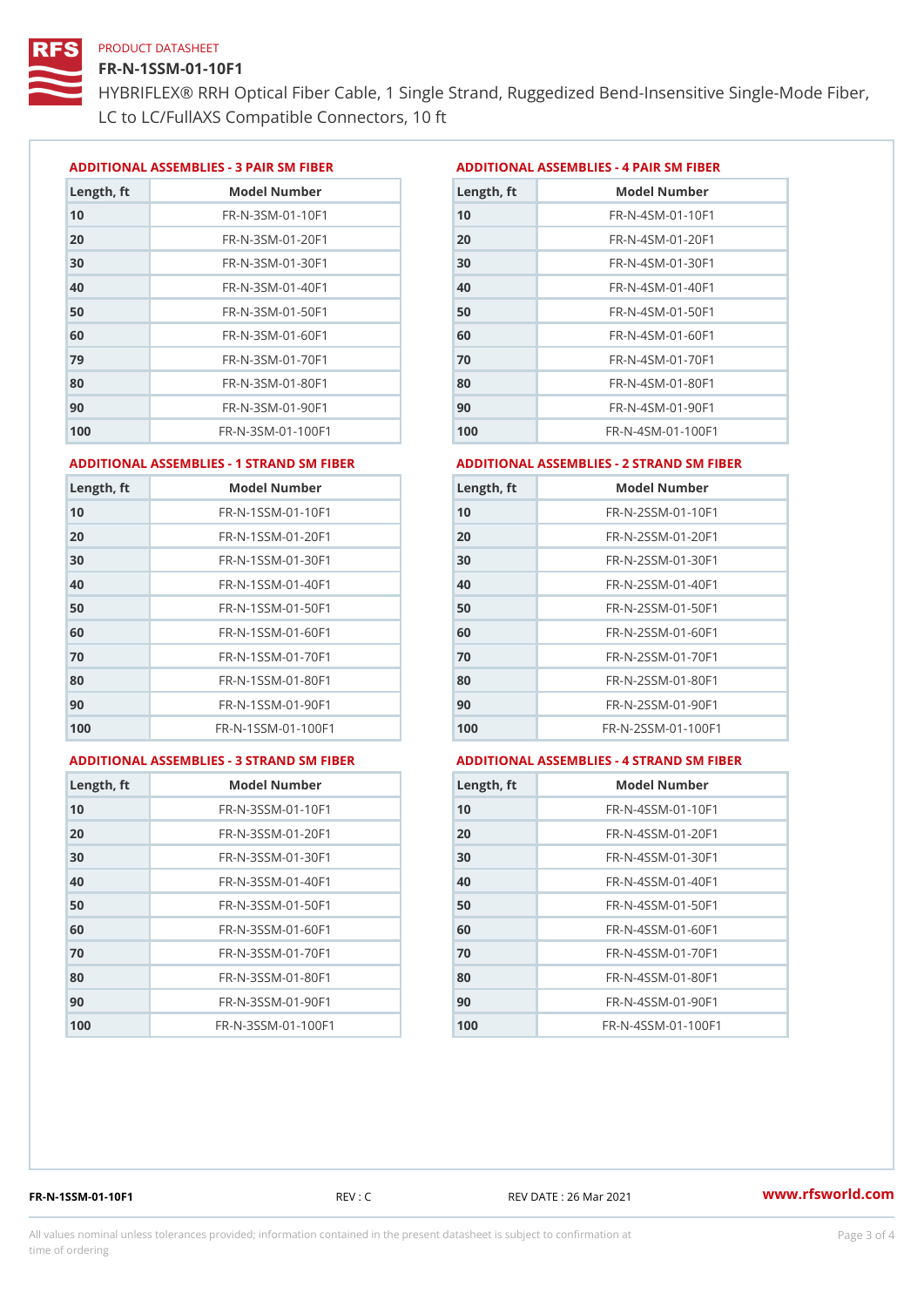PRODUCT DATASHEET

# FR-N-1SSM-01-10F1

HYBRIFLEX® RRH Optical Fiber Cable, 1 Single Strand, Ruggedized Bend-Insensitive Single-Mode Fiber, LC to LC/FullAXS Compatible Connectors, 10 ft

## ADDITIONAL ASSEMBLIES - 3 PAIR SM FIBER

| Length, ft | Model Number |
|---|---|
| 10 | FR-N-3SM-01-10F1 |
| 20 | FR-N-3SM-01-20F1 |
| 30 | FR-N-3SM-01-30F1 |
| 40 | FR-N-3SM-01-40F1 |
| 50 | FR-N-3SM-01-50F1 |
| 60 | FR-N-3SM-01-60F1 |
| 79 | FR-N-3SM-01-70F1 |
| 80 | FR-N-3SM-01-80F1 |
| 90 | FR-N-3SM-01-90F1 |
| 100 | FR-N-3SM-01-100F1 |

## ADDITIONAL ASSEMBLIES - 4 PAIR SM FIBER

| Length, ft | Model Number |
|---|---|
| 10 | FR-N-4SM-01-10F1 |
| 20 | FR-N-4SM-01-20F1 |
| 30 | FR-N-4SM-01-30F1 |
| 40 | FR-N-4SM-01-40F1 |
| 50 | FR-N-4SM-01-50F1 |
| 60 | FR-N-4SM-01-60F1 |
| 70 | FR-N-4SM-01-70F1 |
| 80 | FR-N-4SM-01-80F1 |
| 90 | FR-N-4SM-01-90F1 |
| 100 | FR-N-4SM-01-100F1 |

## ADDITIONAL ASSEMBLIES - 1 STRAND SM FIBER

| Length, ft | Model Number |
|---|---|
| 10 | FR-N-1SSM-01-10F1 |
| 20 | FR-N-1SSM-01-20F1 |
| 30 | FR-N-1SSM-01-30F1 |
| 40 | FR-N-1SSM-01-40F1 |
| 50 | FR-N-1SSM-01-50F1 |
| 60 | FR-N-1SSM-01-60F1 |
| 70 | FR-N-1SSM-01-70F1 |
| 80 | FR-N-1SSM-01-80F1 |
| 90 | FR-N-1SSM-01-90F1 |
| 100 | FR-N-1SSM-01-100F1 |

## ADDITIONAL ASSEMBLIES - 2 STRAND SM FIBER

| Length, ft | Model Number |
|---|---|
| 10 | FR-N-2SSM-01-10F1 |
| 20 | FR-N-2SSM-01-20F1 |
| 30 | FR-N-2SSM-01-30F1 |
| 40 | FR-N-2SSM-01-40F1 |
| 50 | FR-N-2SSM-01-50F1 |
| 60 | FR-N-2SSM-01-60F1 |
| 70 | FR-N-2SSM-01-70F1 |
| 80 | FR-N-2SSM-01-80F1 |
| 90 | FR-N-2SSM-01-90F1 |
| 100 | FR-N-2SSM-01-100F1 |

## ADDITIONAL ASSEMBLIES - 3 STRAND SM FIBER

| Length, ft | Model Number |
|---|---|
| 10 | FR-N-3SSM-01-10F1 |
| 20 | FR-N-3SSM-01-20F1 |
| 30 | FR-N-3SSM-01-30F1 |
| 40 | FR-N-3SSM-01-40F1 |
| 50 | FR-N-3SSM-01-50F1 |
| 60 | FR-N-3SSM-01-60F1 |
| 70 | FR-N-3SSM-01-70F1 |
| 80 | FR-N-3SSM-01-80F1 |
| 90 | FR-N-3SSM-01-90F1 |
| 100 | FR-N-3SSM-01-100F1 |

## ADDITIONAL ASSEMBLIES - 4 STRAND SM FIBER

| Length, ft | Model Number |
|---|---|
| 10 | FR-N-4SSM-01-10F1 |
| 20 | FR-N-4SSM-01-20F1 |
| 30 | FR-N-4SSM-01-30F1 |
| 40 | FR-N-4SSM-01-40F1 |
| 50 | FR-N-4SSM-01-50F1 |
| 60 | FR-N-4SSM-01-60F1 |
| 70 | FR-N-4SSM-01-70F1 |
| 80 | FR-N-4SSM-01-80F1 |
| 90 | FR-N-4SSM-01-90F1 |
| 100 | FR-N-4SSM-01-100F1 |

FR-N-1SSM-01-10F1 REV : C REV DATE : 26 Mar 2021 www.rfsworld.com

All values nominal unless tolerances provided; information contained in the present datasheet is subject to confirmation at time of ordering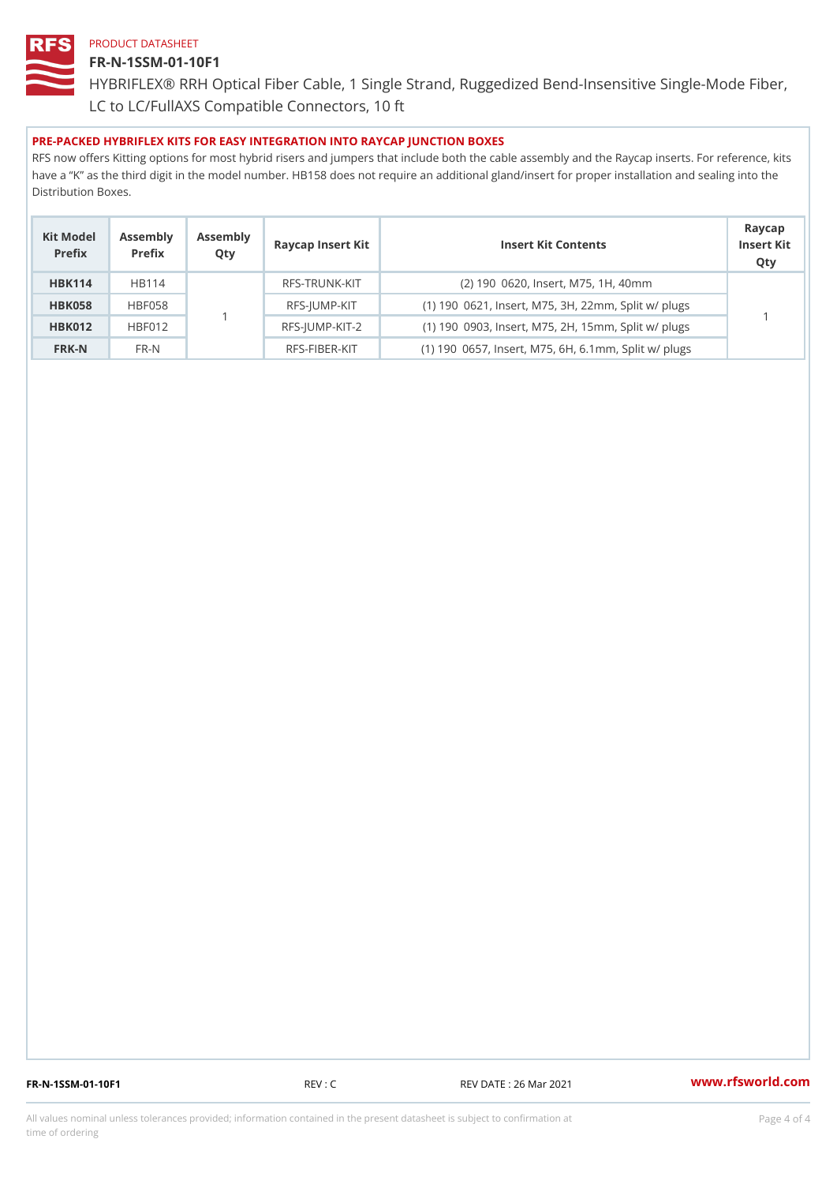PRODUCT DATASHEET

# FR-N-1SSM-01-10F1

HYBRIFLEX® RRH Optical Fiber Cable, 1 Single Strand, Ruggedized Bend-Insensitive Single-Mode Fiber, LC to LC/FullAXS Compatible Connectors, 10 ft

## PRE-PACKED HYBRIFLEX KITS FOR EASY INTEGRATION INTO RAYCAP JUNCTION BOXES

RFS now offers Kitting options for most hybrid risers and jumpers that include both the cable assembly and the Raycap inserts. For reference, kits have a "K" as the third digit in the model number. HB158 does not require an additional gland/insert for proper installation and sealing into the Distribution Boxes.

| Kit Model Prefix | Assembly Prefix | Assembly Qty | Raycap Insert Kit | Insert Kit Contents | Raycap Insert Kit Qty |
|---|---|---|---|---|---|
| **HBK114** | HB114 | 1 | RFS-TRUNK-KIT | (2) 190 0620, Insert, M75, 1H, 40mm | 1 |
| **HBK058** | HBF058 | | RFS-JUMP-KIT | (1) 190 0621, Insert, M75, 3H, 22mm, Split w/ plugs | |
| **HBK012** | HBF012 | | RFS-JUMP-KIT-2 | (1) 190 0903, Insert, M75, 2H, 15mm, Split w/ plugs | |
| **FRK-N** | FR-N | | RFS-FIBER-KIT | (1) 190 0657, Insert, M75, 6H, 6.1mm, Split w/ plugs | |

FR-N-1SSM-01-10F1 REV : C REV DATE : 26 Mar 2021 www.rfsworld.com

All values nominal unless tolerances provided; information contained in the present datasheet is subject to confirmation at time of ordering